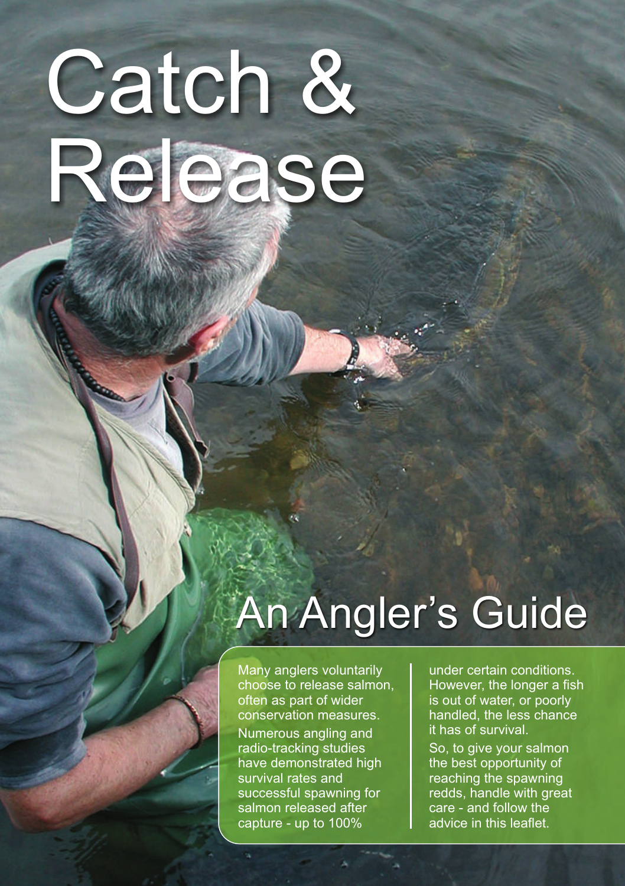# Catch & Release

## An Angler's Guide

Many anglers voluntarily choose to release salmon, often as part of wider conservation measures.

Numerous angling and radio-tracking studies have demonstrated high survival rates and successful spawning for salmon released after capture - up to 100% under certain conditions. However, the longer a fish is out of water, or poorly handled, the less chance it has of survival.

So, to give your salmon the best opportunity of reaching the spawning redds, handle with great care - and follow the advice in this leaflet.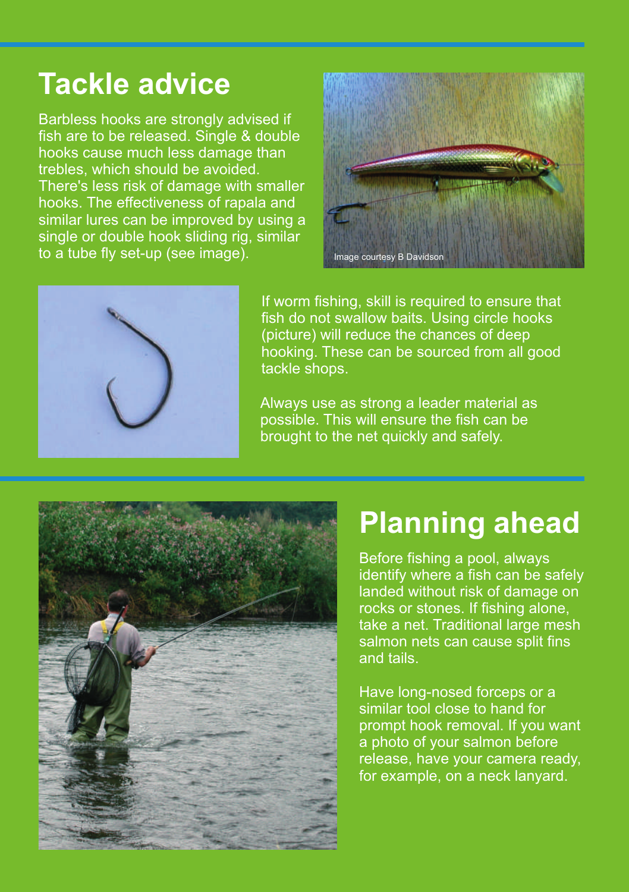# Tackle advice

Barbless hooks are strongly advised if fish are to be released. Single & double hooks cause much less damage than trebles, which should be avoided. There's less risk of damage with smaller hooks. The effectiveness of rapala and similar lures can be improved by using a single or double hook sliding rig, similar to a tube fly set-up (see image).

Image courtesy B Davidson

If worm fishing, skill is required to ensure that fish do not swallow baits. Using circle hooks (picture) will reduce the chances of deep hooking. These can be sourced from all good tackle shops.

Always use as strong a leader material as possible. This will ensure the fish can be brought to the net quickly and safely.

# Planning ahead

Before fishing a pool, always identify where a fish can be safely landed without risk of damage on rocks or stones. If fishing alone, take a net. Traditional large mesh salmon nets can cause split fins and tails.

Have long-nosed forceps or a similar tool close to hand for prompt hook removal. If you want a photo of your salmon before release, have your camera ready, for example, on a neck lanyard.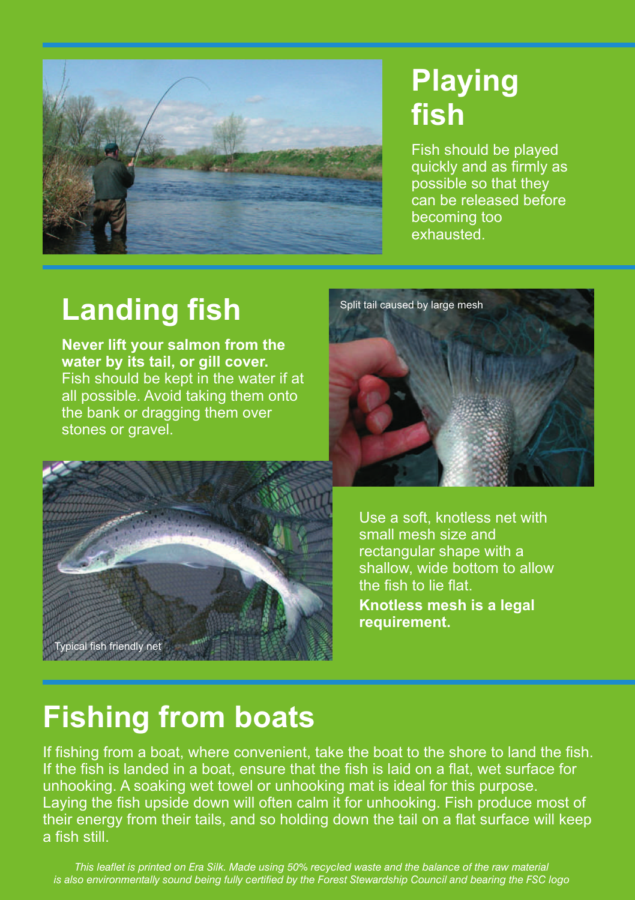## Playing fish

Fish should be played quickly and as firmly as possible so that they can be released before becoming too exhausted.

## Landing fish

**Never lift your salmon from the water by its tail, or gill cover.** Fish should be kept in the water if at all possible. Avoid taking them onto the bank or dragging them over stones or gravel.

Split tail caused by large mesh

Typical fish friendly net

Use a soft, knotless net with small mesh size and rectangular shape with a shallow, wide bottom to allow the fish to lie flat.

**Knotless mesh is a legal requirement.**

## Fishing from boats

If fishing from a boat, where convenient, take the boat to the shore to land the fish. If the fish is landed in a boat, ensure that the fish is laid on a flat, wet surface for unhooking. A soaking wet towel or unhooking mat is ideal for this purpose. Laying the fish upside down will often calm it for unhooking. Fish produce most of their energy from their tails, and so holding down the tail on a flat surface will keep a fish still.

*This leaflet is printed on Era Silk. Made using 50% recycled waste and the balance of the raw material is also environmentally sound being fully certified by the Forest Stewardship Council and bearing the FSC logo*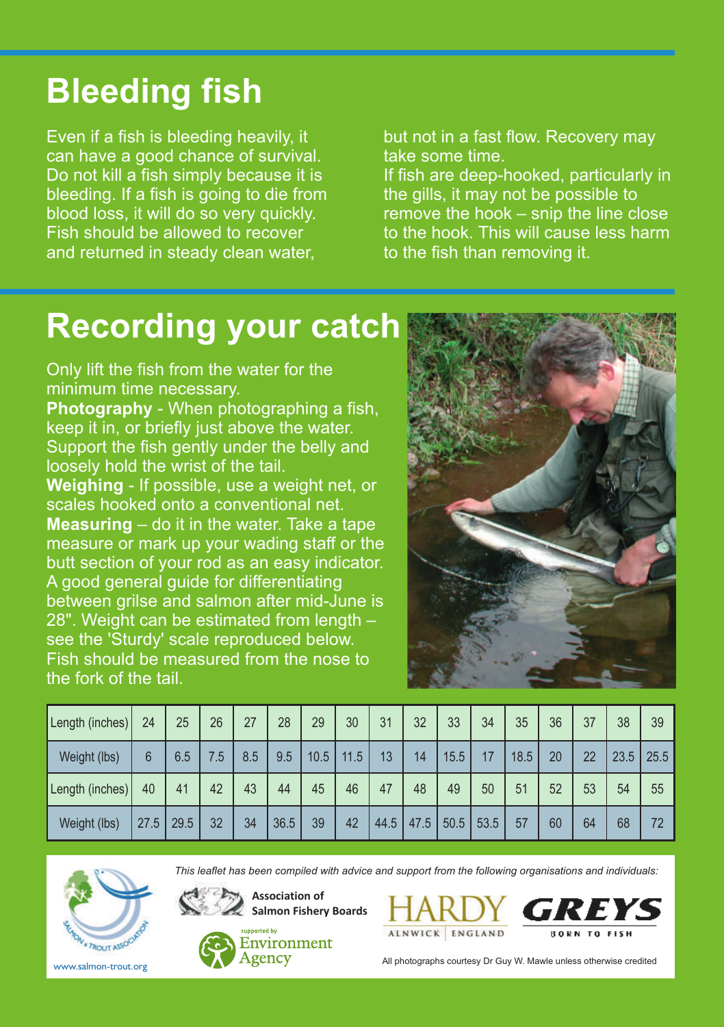# Bleeding fish

Even if a fish is bleeding heavily, it can have a good chance of survival. Do not kill a fish simply because it is bleeding. If a fish is going to die from blood loss, it will do so very quickly. Fish should be allowed to recover and returned in steady clean water, but not in a fast flow. Recovery may take some time.

If fish are deep-hooked, particularly in the gills, it may not be possible to remove the hook – snip the line close to the hook. This will cause less harm to the fish than removing it.

# Recording your catch

Only lift the fish from the water for the minimum time necessary.

**Photography** - When photographing a fish, keep it in, or briefly just above the water. Support the fish gently under the belly and loosely hold the wrist of the tail.

**Weighing** - If possible, use a weight net, or scales hooked onto a conventional net.

**Measuring** – do it in the water. Take a tape measure or mark up your wading staff or the butt section of your rod as an easy indicator. A good general guide for differentiating between grilse and salmon after mid-June is 28". Weight can be estimated from length – see the 'Sturdy' scale reproduced below. Fish should be measured from the nose to the fork of the tail.

| | | | | | | | | | | | | | | | | |
|---|---|---|---|---|---|---|---|---|---|---|---|---|---|---|---|---|
| Length (inches) | 24 | 25 | 26 | 27 | 28 | 29 | 30 | 31 | 32 | 33 | 34 | 35 | 36 | 37 | 38 | 39 |
| Weight (lbs) | 6 | 6.5 | 7.5 | 8.5 | 9.5 | 10.5 | 11.5 | 13 | 14 | 15.5 | 17 | 18.5 | 20 | 22 | 23.5 | 25.5 |
| Length (inches) | 40 | 41 | 42 | 43 | 44 | 45 | 46 | 47 | 48 | 49 | 50 | 51 | 52 | 53 | 54 | 55 |
| Weight (lbs) | 27.5 | 29.5 | 32 | 34 | 36.5 | 39 | 42 | 44.5 | 47.5 | 50.5 | 53.5 | 57 | 60 | 64 | 68 | 72 |

*This leaflet has been compiled with advice and support from the following organisations and individuals:*

Salmon & Trout Association

www.salmon-trout.org

Association of Salmon Fishery Boards

supported by Environment Agency

HARDY ALNWICK ENGLAND

GREYS BORN TO FISH

All photographs courtesy Dr Guy W. Mawle unless otherwise credited